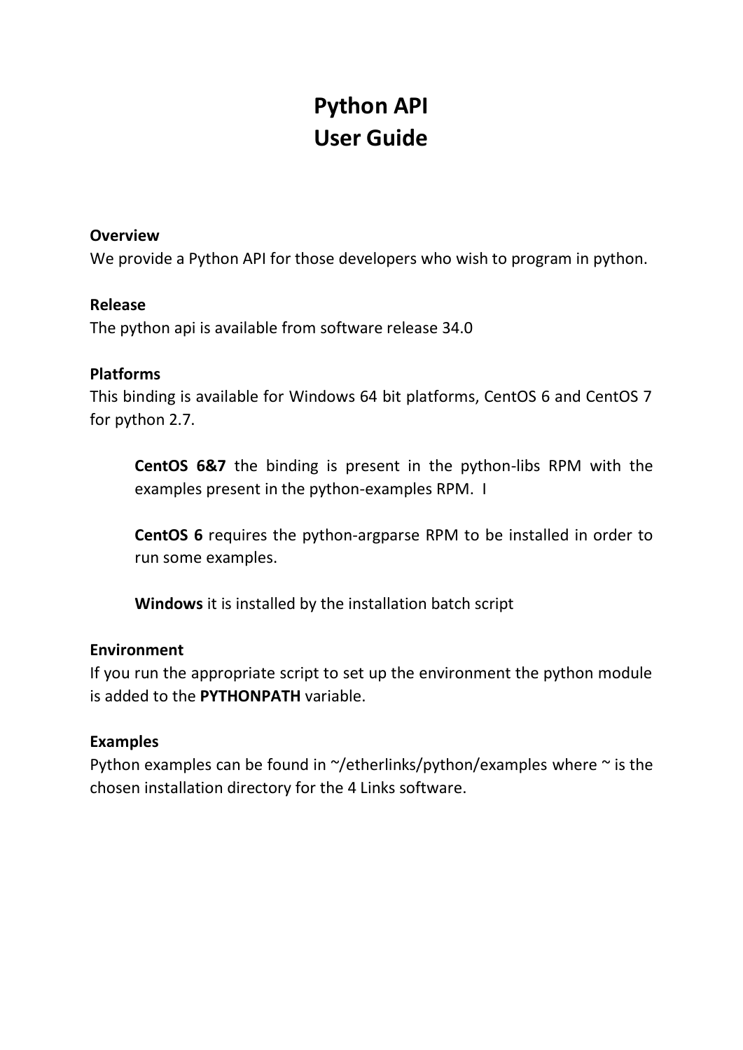# Python API
# User Guide

**Overview**
We provide a Python API for those developers who wish to program in python.

**Release**
The python api is available from software release 34.0

**Platforms**
This binding is available for Windows 64 bit platforms, CentOS 6 and CentOS 7 for python 2.7.

> **CentOS 6&7** the binding is present in the python-libs RPM with the examples present in the python-examples RPM. I
>
> **CentOS 6** requires the python-argparse RPM to be installed in order to run some examples.
>
> **Windows** it is installed by the installation batch script

**Environment**
If you run the appropriate script to set up the environment the python module is added to the **PYTHONPATH** variable.

**Examples**
Python examples can be found in ~/etherlinks/python/examples where ~ is the chosen installation directory for the 4 Links software.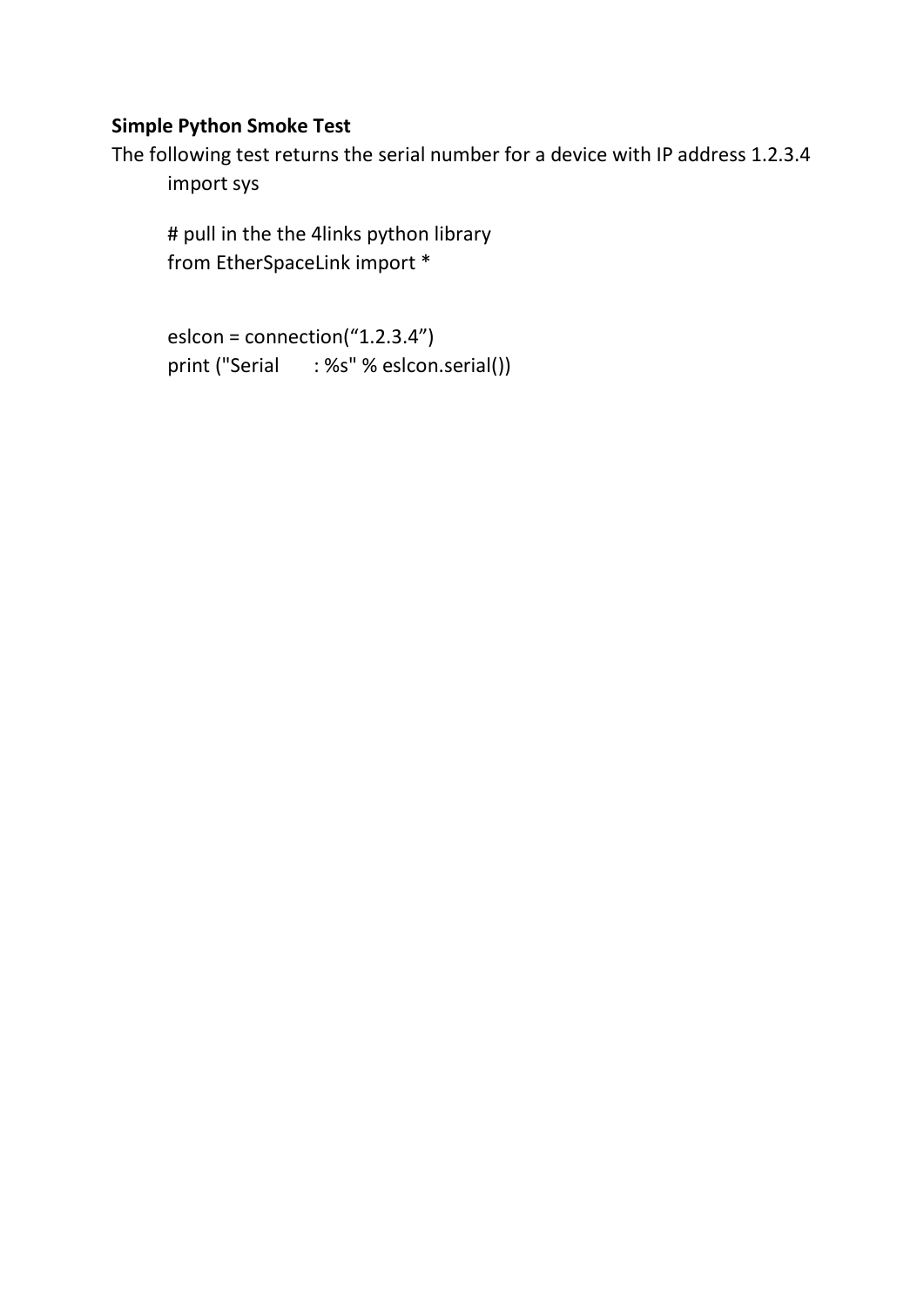**Simple Python Smoke Test**

The following test returns the serial number for a device with IP address 1.2.3.4

```
import sys

# pull in the the 4links python library
from EtherSpaceLink import *


eslcon = connection(“1.2.3.4”)
print ("Serial      : %s" % eslcon.serial())
```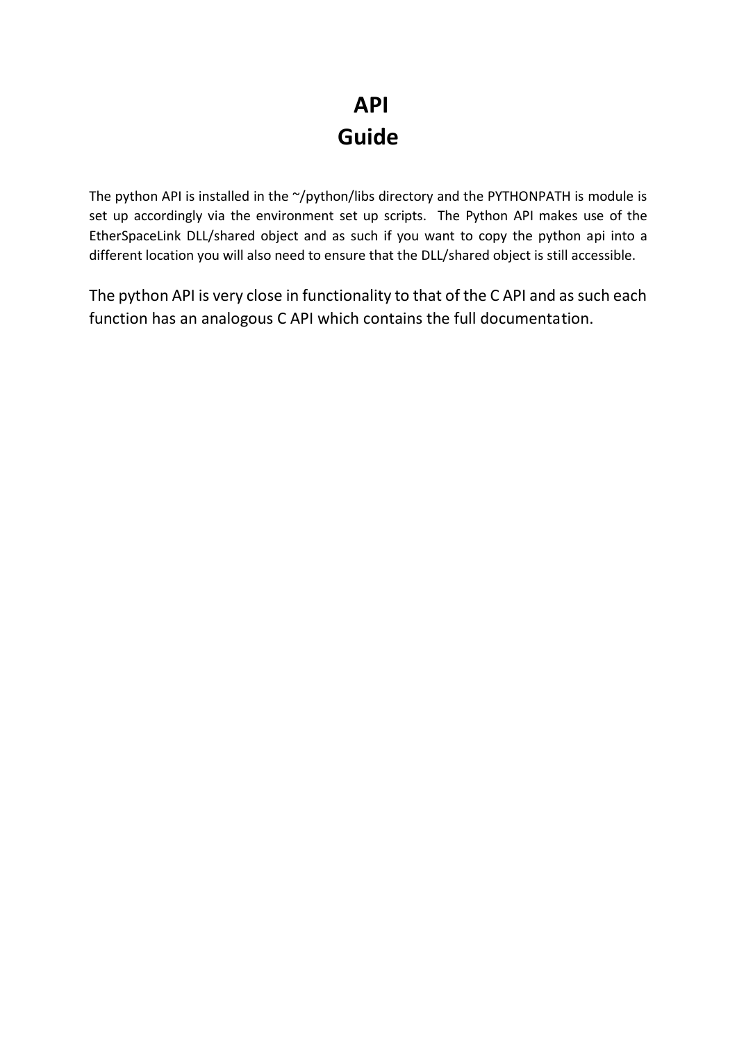# API
# Guide

The python API is installed in the ~/python/libs directory and the PYTHONPATH is module is set up accordingly via the environment set up scripts. The Python API makes use of the EtherSpaceLink DLL/shared object and as such if you want to copy the python api into a different location you will also need to ensure that the DLL/shared object is still accessible.

The python API is very close in functionality to that of the C API and as such each function has an analogous C API which contains the full documentation.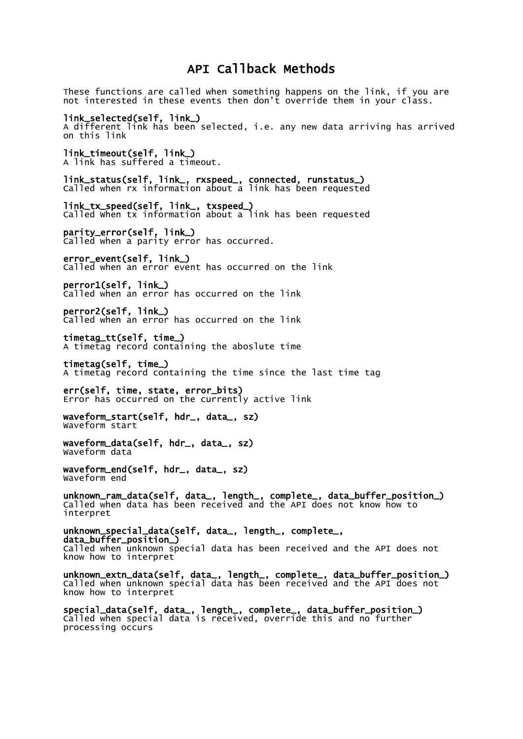# API Callback Methods

These functions are called when something happens on the link, if you are not interested in these events then don't override them in your class.

**link_selected(self, link_)**
A different link has been selected, i.e. any new data arriving has arrived on this link

**link_timeout(self, link_)**
A link has suffered a timeout.

**link_status(self, link_, rxspeed_, connected, runstatus_)**
Called when rx information about a link has been requested

**link_tx_speed(self, link_, txspeed_)**
Called when tx information about a link has been requested

**parity_error(self, link_)**
Called when a parity error has occurred.

**error_event(self, link_)**
Called when an error event has occurred on the link

**perror1(self, link_)**
Called when an error has occurred on the link

**perror2(self, link_)**
Called when an error has occurred on the link

**timetag_tt(self, time_)**
A timetag record containing the aboslute time

**timetag(self, time_)**
A timetag record containing the time since the last time tag

**err(self, time, state, error_bits)**
Error has occurred on the currently active link

**waveform_start(self, hdr_, data_, sz)**
Waveform start

**waveform_data(self, hdr_, data_, sz)**
Waveform data

**waveform_end(self, hdr_, data_, sz)**
Waveform end

**unknown_ram_data(self, data_, length_, complete_, data_buffer_position_)**
Called when data has been received and the API does not know how to interpret

**unknown_special_data(self, data_, length_, complete_, data_buffer_position_)**
Called when unknown special data has been received and the API does not know how to interpret

**unknown_extn_data(self, data_, length_, complete_, data_buffer_position_)**
Called when unknown special data has been received and the API does not know how to interpret

**special_data(self, data_, length_, complete_, data_buffer_position_)**
Called when special data is received, override this and no further processing occurs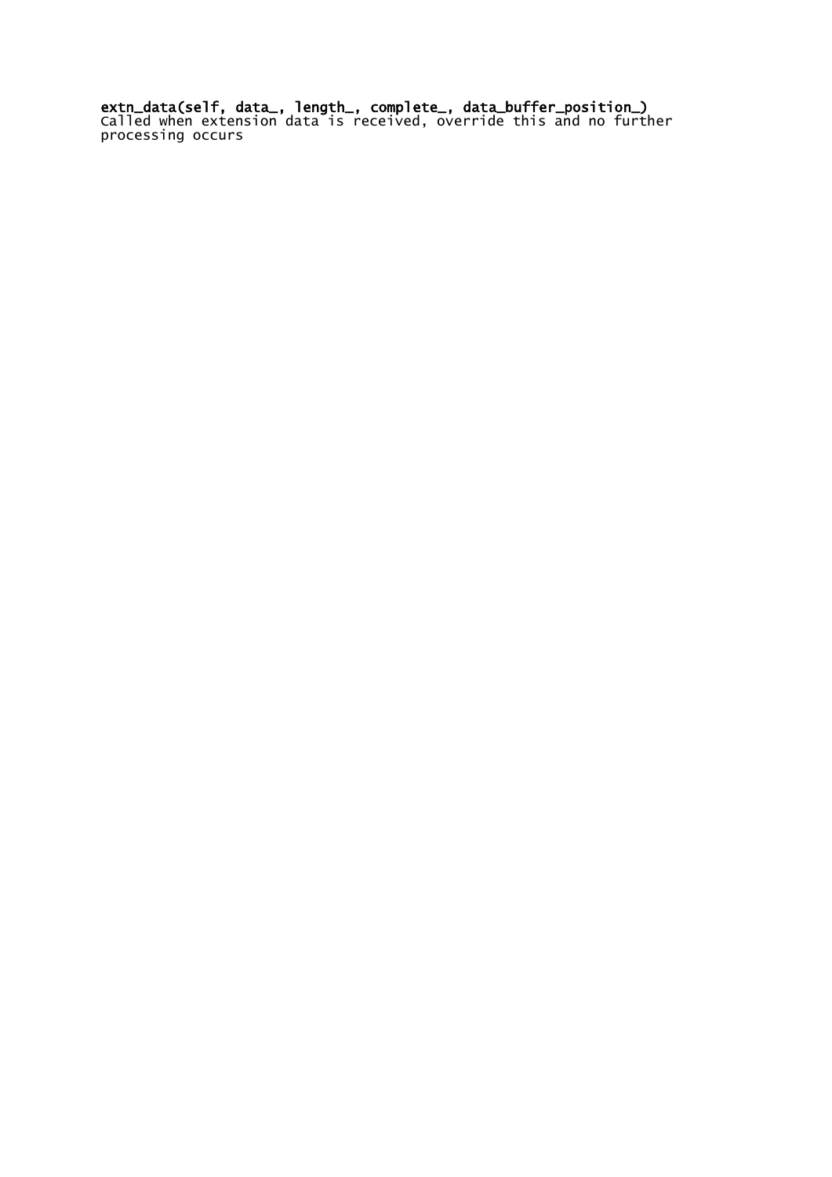**extn_data(self, data_, length_, complete_, data_buffer_position_)**
Called when extension data is received, override this and no further processing occurs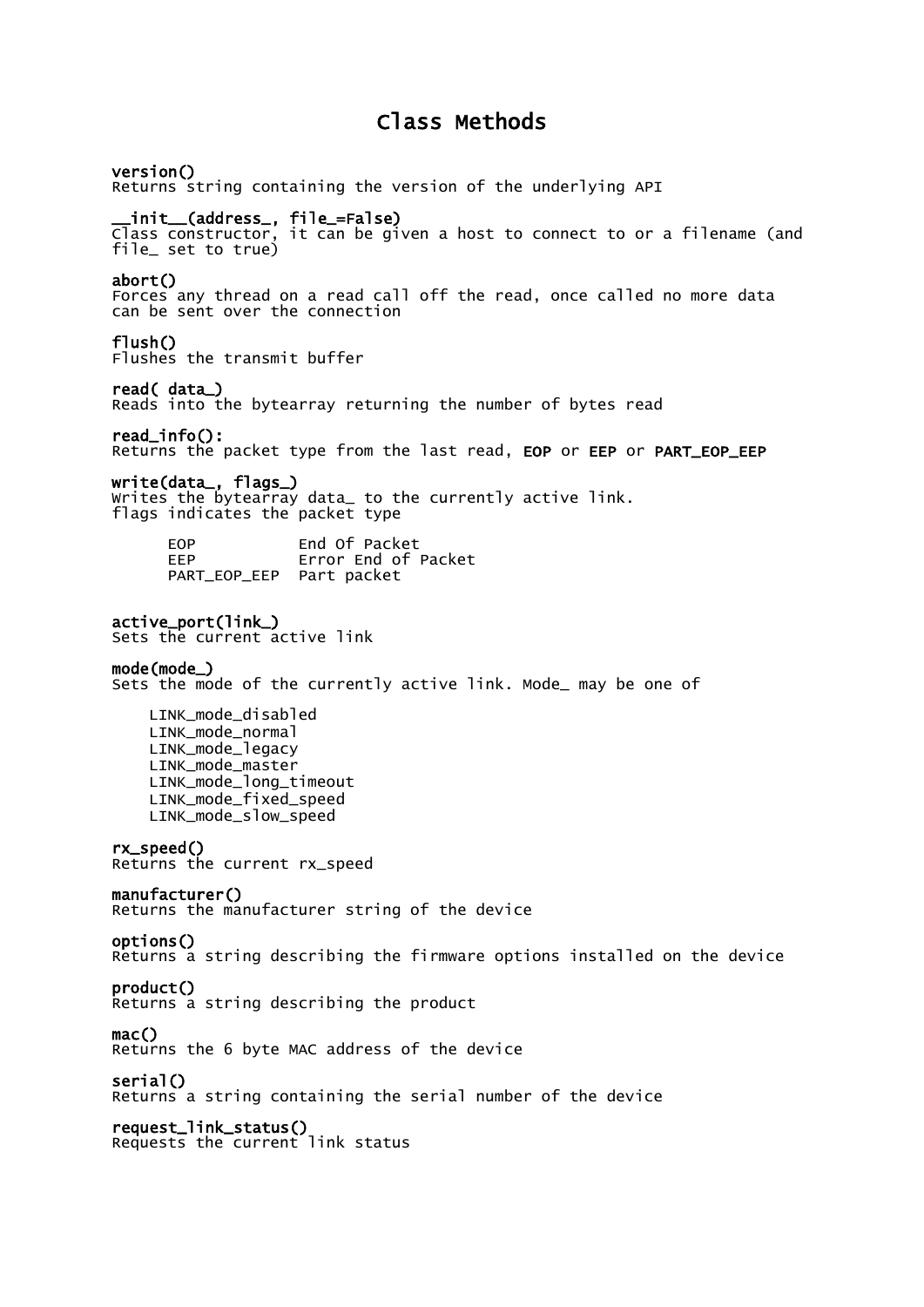# Class Methods

**version()**
Returns string containing the version of the underlying API

**__init__(address_, file_=False)**
Class constructor, it can be given a host to connect to or a filename (and file_ set to true)

**abort()**
Forces any thread on a read call off the read, once called no more data can be sent over the connection

**flush()**
Flushes the transmit buffer

**read( data_)**
Reads into the bytearray returning the number of bytes read

**read_info():**
Returns the packet type from the last read, **EOP** or **EEP** or **PART_EOP_EEP**

**write(data_, flags_)**
Writes the bytearray data_ to the currently active link.
flags indicates the packet type

```
EOP           End Of Packet
EEP           Error End of Packet
PART_EOP_EEP  Part packet
```

**active_port(link_)**
Sets the current active link

**mode(mode_)**
Sets the mode of the currently active link. Mode_ may be one of

```
LINK_mode_disabled
LINK_mode_normal
LINK_mode_legacy
LINK_mode_master
LINK_mode_long_timeout
LINK_mode_fixed_speed
LINK_mode_slow_speed
```

**rx_speed()**
Returns the current rx_speed

**manufacturer()**
Returns the manufacturer string of the device

**options()**
Returns a string describing the firmware options installed on the device

**product()**
Returns a string describing the product

**mac()**
Returns the 6 byte MAC address of the device

**serial()**
Returns a string containing the serial number of the device

**request_link_status()**
Requests the current link status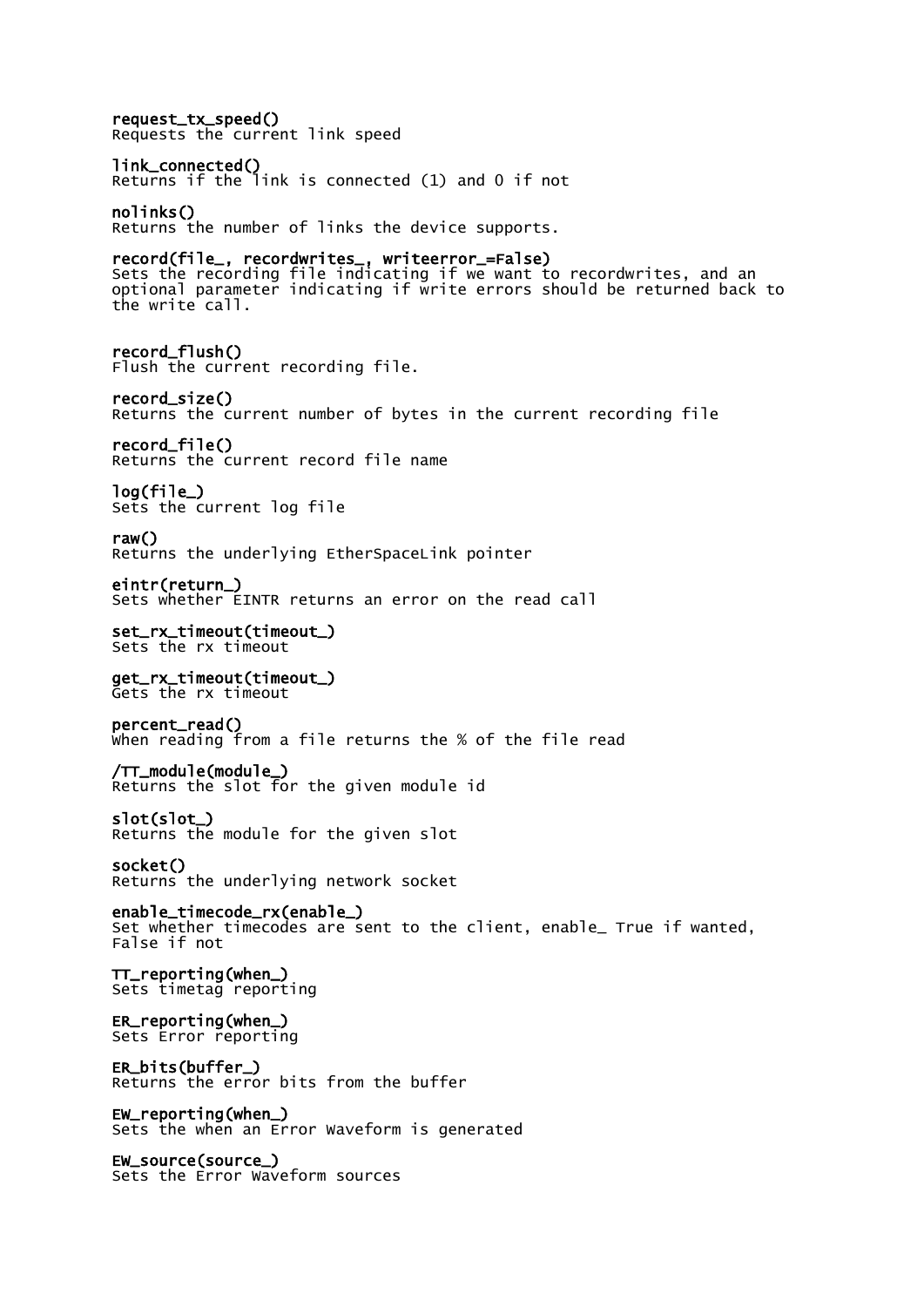**request_tx_speed()**
Requests the current link speed

**link_connected()**
Returns if the link is connected (1) and 0 if not

**nolinks()**
Returns the number of links the device supports.

**record(file_, recordwrites_, writeerror_=False)**
Sets the recording file indicating if we want to recordwrites, and an optional parameter indicating if write errors should be returned back to the write call.

**record_flush()**
Flush the current recording file.

**record_size()**
Returns the current number of bytes in the current recording file

**record_file()**
Returns the current record file name

**log(file_)**
Sets the current log file

**raw()**
Returns the underlying EtherSpaceLink pointer

**eintr(return_)**
Sets whether EINTR returns an error on the read call

**set_rx_timeout(timeout_)**
Sets the rx timeout

**get_rx_timeout(timeout_)**
Gets the rx timeout

**percent_read()**
When reading from a file returns the % of the file read

**/TT_module(module_)**
Returns the slot for the given module id

**slot(slot_)**
Returns the module for the given slot

**socket()**
Returns the underlying network socket

**enable_timecode_rx(enable_)**
Set whether timecodes are sent to the client, enable_ True if wanted, False if not

**TT_reporting(when_)**
Sets timetag reporting

**ER_reporting(when_)**
Sets Error reporting

**ER_bits(buffer_)**
Returns the error bits from the buffer

**EW_reporting(when_)**
Sets the when an Error Waveform is generated

**EW_source(source_)**
Sets the Error Waveform sources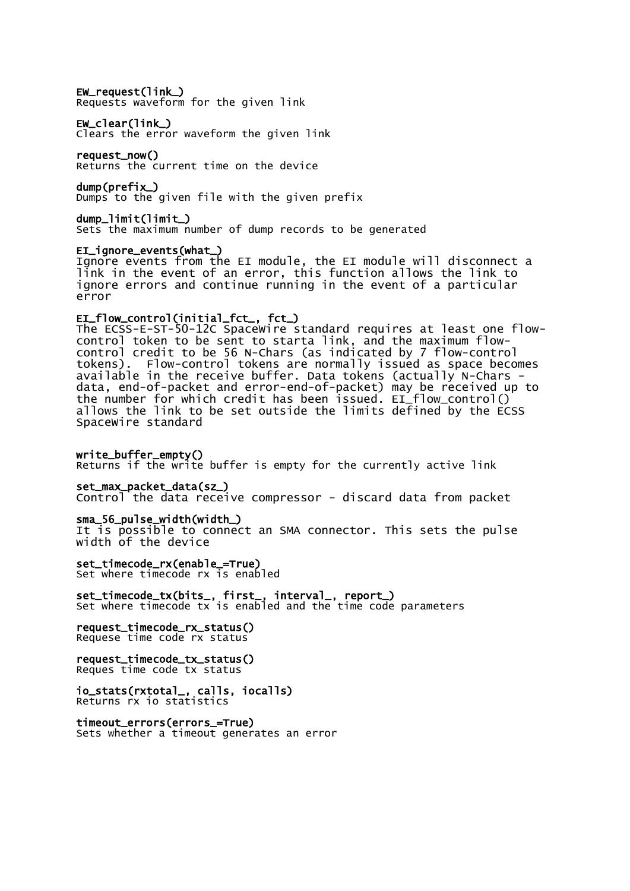**EW_request(link_)**
Requests waveform for the given link

**EW_clear(link_)**
Clears the error waveform the given link

**request_now()**
Returns the current time on the device

**dump(prefix_)**
Dumps to the given file with the given prefix

**dump_limit(limit_)**
Sets the maximum number of dump records to be generated

**EI_ignore_events(what_)**
Ignore events from the EI module, the EI module will disconnect a link in the event of an error, this function allows the link to ignore errors and continue running in the event of a particular error

**EI_flow_control(initial_fct_, fct_)**
The ECSS-E-ST-50-12C SpaceWire standard requires at least one flow-control token to be sent to starta link, and the maximum flow-control credit to be 56 N-Chars (as indicated by 7 flow-control tokens). Flow-control tokens are normally issued as space becomes available in the receive buffer. Data tokens (actually N-Chars - data, end-of-packet and error-end-of-packet) may be received up to the number for which credit has been issued. EI_flow_control() allows the link to be set outside the limits defined by the ECSS SpaceWire standard

**write_buffer_empty()**
Returns if the write buffer is empty for the currently active link

**set_max_packet_data(sz_)**
Control the data receive compressor - discard data from packet

**sma_56_pulse_width(width_)**
It is possible to connect an SMA connector. This sets the pulse width of the device

**set_timecode_rx(enable_=True)**
Set where timecode rx is enabled

**set_timecode_tx(bits_, first_, interval_, report_)**
Set where timecode tx is enabled and the time code parameters

**request_timecode_rx_status()**
Requese time code rx status

**request_timecode_tx_status()**
Reques time code tx status

**io_stats(rxtotal_, calls, iocalls)**
Returns rx io statistics

**timeout_errors(errors_=True)**
Sets whether a timeout generates an error